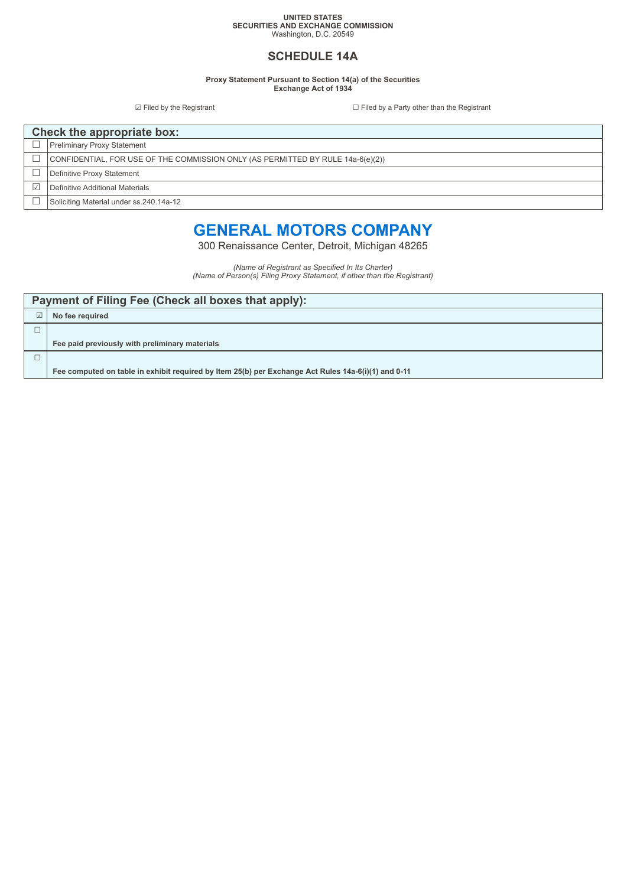**UNITED STATES**
**SECURITIES AND EXCHANGE COMMISSION**
Washington, D.C. 20549

# SCHEDULE 14A

**Proxy Statement Pursuant to Section 14(a) of the Securities Exchange Act of 1934**

☑ Filed by the Registrant ☐ Filed by a Party other than the Registrant

| Check the appropriate box: | |
|---|---|
| ☐ | Preliminary Proxy Statement |
| ☐ | CONFIDENTIAL, FOR USE OF THE COMMISSION ONLY (AS PERMITTED BY RULE 14a-6(e)(2)) |
| ☐ | Definitive Proxy Statement |
| ☑ | Definitive Additional Materials |
| ☐ | Soliciting Material under ss.240.14a-12 |

# GENERAL MOTORS COMPANY

300 Renaissance Center, Detroit, Michigan 48265

*(Name of Registrant as Specified In Its Charter)*
*(Name of Person(s) Filing Proxy Statement, if other than the Registrant)*

| Payment of Filing Fee (Check all boxes that apply): | |
|---|---|
| ☑ | **No fee required** |
| ☐ | **Fee paid previously with preliminary materials** |
| ☐ | **Fee computed on table in exhibit required by Item 25(b) per Exchange Act Rules 14a-6(i)(1) and 0-11** |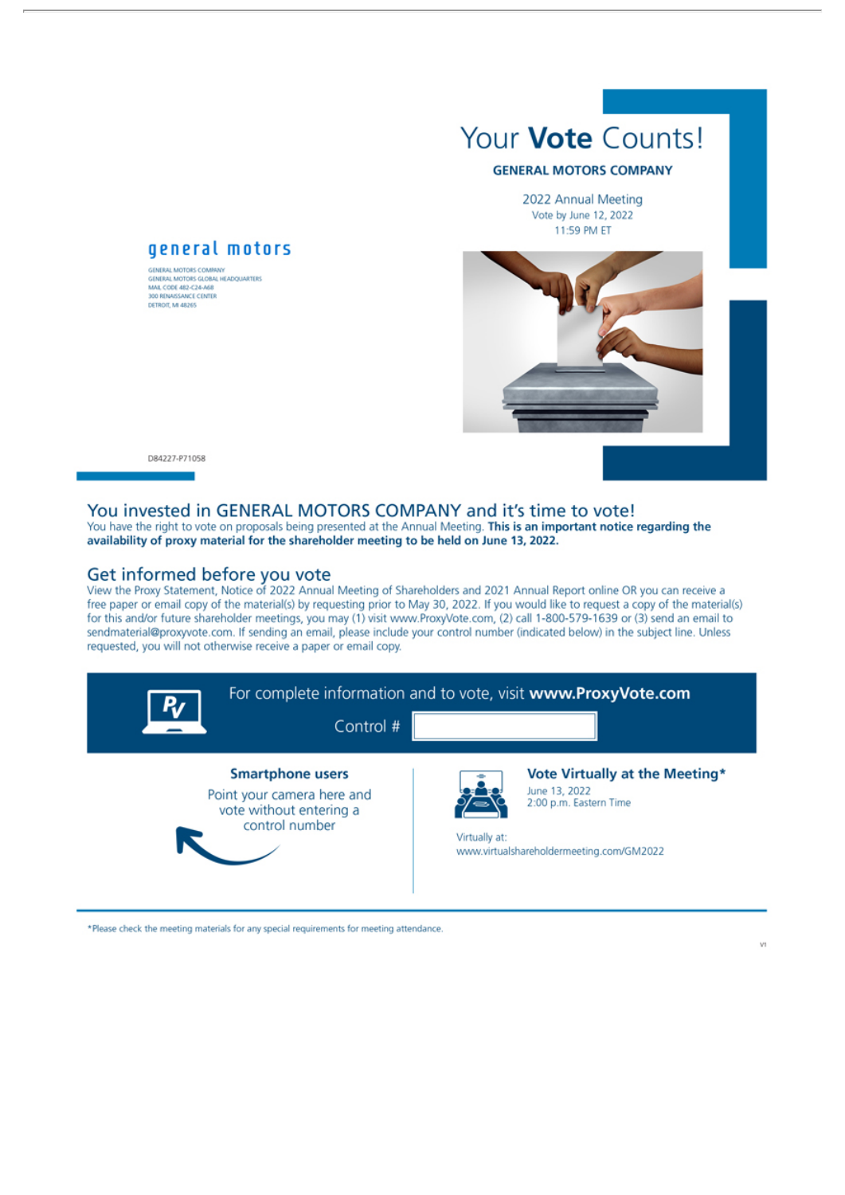general motors

GENERAL MOTORS COMPANY
GENERAL MOTORS GLOBAL HEADQUARTERS
MAIL CODE 482-C24-A68
300 RENAISSANCE CENTER
DETROIT, MI 48265

D84227-P71058

# Your **Vote** Counts!

**GENERAL MOTORS COMPANY**

2022 Annual Meeting
Vote by June 12, 2022
11:59 PM ET

## You invested in GENERAL MOTORS COMPANY and it's time to vote!

You have the right to vote on proposals being presented at the Annual Meeting. **This is an important notice regarding the availability of proxy material for the shareholder meeting to be held on June 13, 2022.**

## Get informed before you vote

View the Proxy Statement, Notice of 2022 Annual Meeting of Shareholders and 2021 Annual Report online OR you can receive a free paper or email copy of the material(s) by requesting prior to May 30, 2022. If you would like to request a copy of the material(s) for this and/or future shareholder meetings, you may (1) visit www.ProxyVote.com, (2) call 1-800-579-1639 or (3) send an email to sendmaterial@proxyvote.com. If sending an email, please include your control number (indicated below) in the subject line. Unless requested, you will not otherwise receive a paper or email copy.

For complete information and to vote, visit **www.ProxyVote.com**

Control #

**Smartphone users**

Point your camera here and vote without entering a control number

**Vote Virtually at the Meeting***

June 13, 2022
2:00 p.m. Eastern Time

Virtually at:
www.virtualshareholdermeeting.com/GM2022

*Please check the meeting materials for any special requirements for meeting attendance.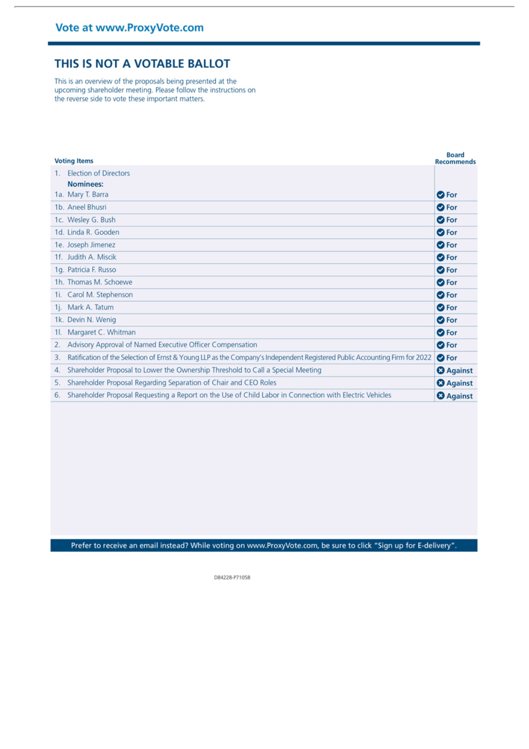Vote at www.ProxyVote.com

## THIS IS NOT A VOTABLE BALLOT

This is an overview of the proposals being presented at the upcoming shareholder meeting. Please follow the instructions on the reverse side to vote these important matters.

| Voting Items | Board Recommends |
|---|---|
| 1. Election of Directors | |
| **Nominees:** | |
| 1a. Mary T. Barra | For |
| 1b. Aneel Bhusri | For |
| 1c. Wesley G. Bush | For |
| 1d. Linda R. Gooden | For |
| 1e. Joseph Jimenez | For |
| 1f. Judith A. Miscik | For |
| 1g. Patricia F. Russo | For |
| 1h. Thomas M. Schoewe | For |
| 1i. Carol M. Stephenson | For |
| 1j. Mark A. Tatum | For |
| 1k. Devin N. Wenig | For |
| 1l. Margaret C. Whitman | For |
| 2. Advisory Approval of Named Executive Officer Compensation | For |
| 3. Ratification of the Selection of Ernst & Young LLP as the Company's Independent Registered Public Accounting Firm for 2022 | For |
| 4. Shareholder Proposal to Lower the Ownership Threshold to Call a Special Meeting | Against |
| 5. Shareholder Proposal Regarding Separation of Chair and CEO Roles | Against |
| 6. Shareholder Proposal Requesting a Report on the Use of Child Labor in Connection with Electric Vehicles | Against |

Prefer to receive an email instead? While voting on www.ProxyVote.com, be sure to click "Sign up for E-delivery".

D84228-P71058